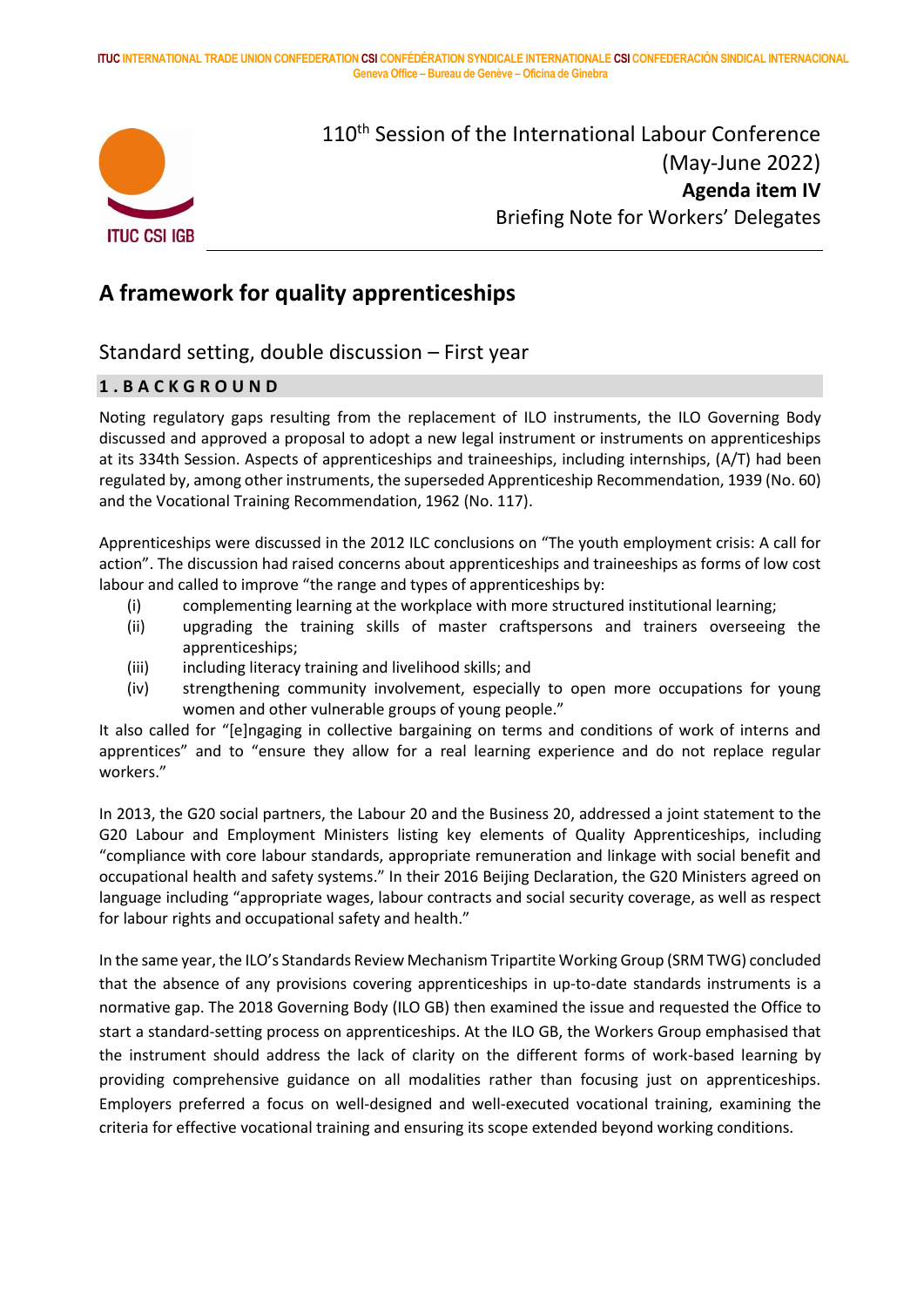ITUC INTERNATIONAL TRADE UNION CONFEDERATION CSI CONFÉDÉRATION SYNDICALE INTERNATIONALE CSI CONFEDERACIÓN SINDICAL INTERNACIONAL
Geneva Office – Bureau de Genève – Oficina de Ginebra

ITUC CSI IGB

110th Session of the International Labour Conference (May-June 2022)
**Agenda item IV**
Briefing Note for Workers' Delegates

# A framework for quality apprenticeships

## Standard setting, double discussion – First year

### 1. BACKGROUND

Noting regulatory gaps resulting from the replacement of ILO instruments, the ILO Governing Body discussed and approved a proposal to adopt a new legal instrument or instruments on apprenticeships at its 334th Session. Aspects of apprenticeships and traineeships, including internships, (A/T) had been regulated by, among other instruments, the superseded Apprenticeship Recommendation, 1939 (No. 60) and the Vocational Training Recommendation, 1962 (No. 117).

Apprenticeships were discussed in the 2012 ILC conclusions on "The youth employment crisis: A call for action". The discussion had raised concerns about apprenticeships and traineeships as forms of low cost labour and called to improve "the range and types of apprenticeships by:

(i) complementing learning at the workplace with more structured institutional learning;
(ii) upgrading the training skills of master craftspersons and trainers overseeing the apprenticeships;
(iii) including literacy training and livelihood skills; and
(iv) strengthening community involvement, especially to open more occupations for young women and other vulnerable groups of young people."

It also called for "[e]ngaging in collective bargaining on terms and conditions of work of interns and apprentices" and to "ensure they allow for a real learning experience and do not replace regular workers."

In 2013, the G20 social partners, the Labour 20 and the Business 20, addressed a joint statement to the G20 Labour and Employment Ministers listing key elements of Quality Apprenticeships, including "compliance with core labour standards, appropriate remuneration and linkage with social benefit and occupational health and safety systems." In their 2016 Beijing Declaration, the G20 Ministers agreed on language including "appropriate wages, labour contracts and social security coverage, as well as respect for labour rights and occupational safety and health."

In the same year, the ILO's Standards Review Mechanism Tripartite Working Group (SRM TWG) concluded that the absence of any provisions covering apprenticeships in up-to-date standards instruments is a normative gap. The 2018 Governing Body (ILO GB) then examined the issue and requested the Office to start a standard-setting process on apprenticeships. At the ILO GB, the Workers Group emphasised that the instrument should address the lack of clarity on the different forms of work-based learning by providing comprehensive guidance on all modalities rather than focusing just on apprenticeships. Employers preferred a focus on well-designed and well-executed vocational training, examining the criteria for effective vocational training and ensuring its scope extended beyond working conditions.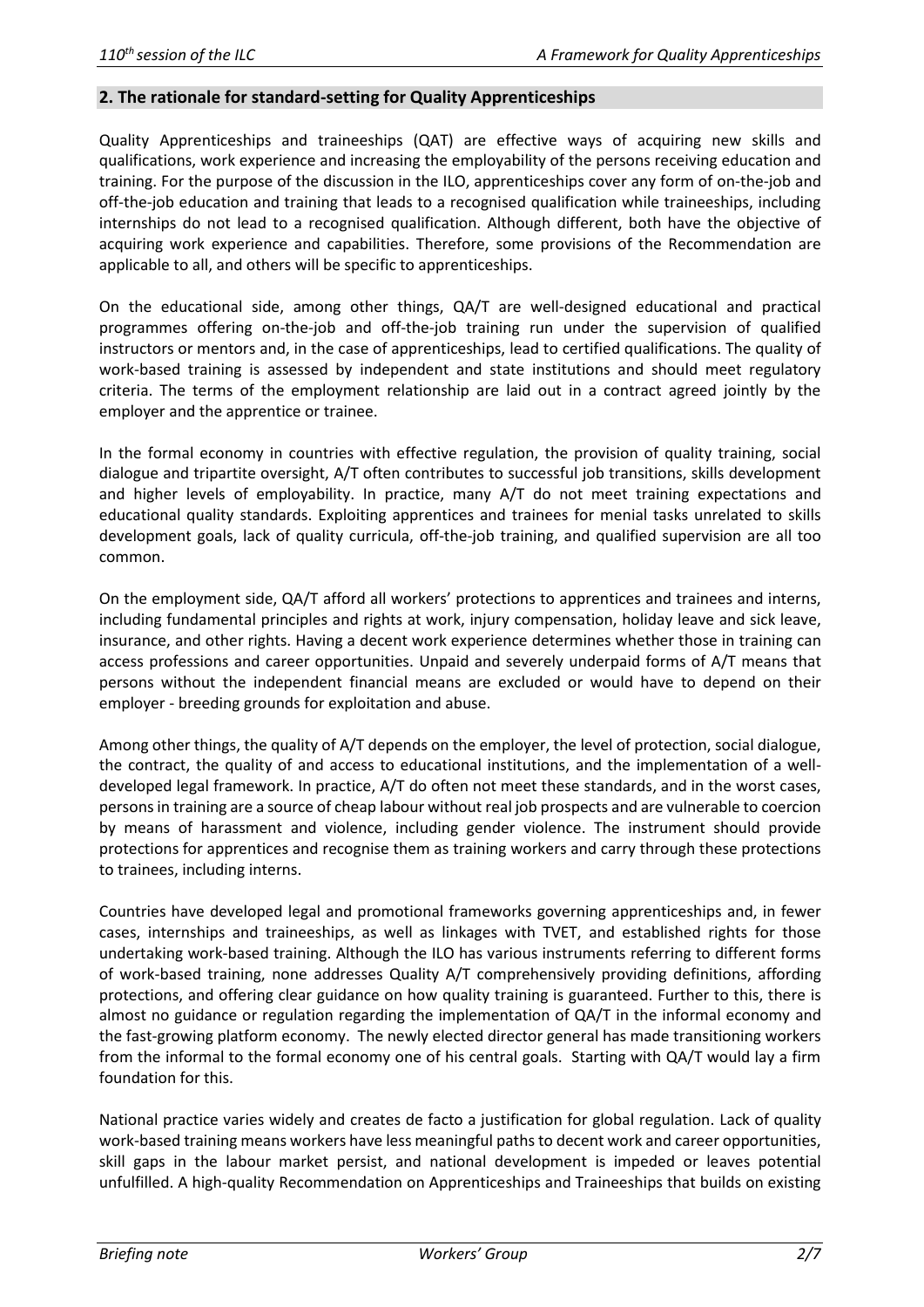## 2. The rationale for standard-setting for Quality Apprenticeships

Quality Apprenticeships and traineeships (QAT) are effective ways of acquiring new skills and qualifications, work experience and increasing the employability of the persons receiving education and training. For the purpose of the discussion in the ILO, apprenticeships cover any form of on-the-job and off-the-job education and training that leads to a recognised qualification while traineeships, including internships do not lead to a recognised qualification. Although different, both have the objective of acquiring work experience and capabilities. Therefore, some provisions of the Recommendation are applicable to all, and others will be specific to apprenticeships.

On the educational side, among other things, QA/T are well-designed educational and practical programmes offering on-the-job and off-the-job training run under the supervision of qualified instructors or mentors and, in the case of apprenticeships, lead to certified qualifications. The quality of work-based training is assessed by independent and state institutions and should meet regulatory criteria. The terms of the employment relationship are laid out in a contract agreed jointly by the employer and the apprentice or trainee.

In the formal economy in countries with effective regulation, the provision of quality training, social dialogue and tripartite oversight, A/T often contributes to successful job transitions, skills development and higher levels of employability. In practice, many A/T do not meet training expectations and educational quality standards. Exploiting apprentices and trainees for menial tasks unrelated to skills development goals, lack of quality curricula, off-the-job training, and qualified supervision are all too common.

On the employment side, QA/T afford all workers' protections to apprentices and trainees and interns, including fundamental principles and rights at work, injury compensation, holiday leave and sick leave, insurance, and other rights. Having a decent work experience determines whether those in training can access professions and career opportunities. Unpaid and severely underpaid forms of A/T means that persons without the independent financial means are excluded or would have to depend on their employer - breeding grounds for exploitation and abuse.

Among other things, the quality of A/T depends on the employer, the level of protection, social dialogue, the contract, the quality of and access to educational institutions, and the implementation of a well-developed legal framework. In practice, A/T do often not meet these standards, and in the worst cases, persons in training are a source of cheap labour without real job prospects and are vulnerable to coercion by means of harassment and violence, including gender violence. The instrument should provide protections for apprentices and recognise them as training workers and carry through these protections to trainees, including interns.

Countries have developed legal and promotional frameworks governing apprenticeships and, in fewer cases, internships and traineeships, as well as linkages with TVET, and established rights for those undertaking work-based training. Although the ILO has various instruments referring to different forms of work-based training, none addresses Quality A/T comprehensively providing definitions, affording protections, and offering clear guidance on how quality training is guaranteed. Further to this, there is almost no guidance or regulation regarding the implementation of QA/T in the informal economy and the fast-growing platform economy. The newly elected director general has made transitioning workers from the informal to the formal economy one of his central goals. Starting with QA/T would lay a firm foundation for this.

National practice varies widely and creates de facto a justification for global regulation. Lack of quality work-based training means workers have less meaningful paths to decent work and career opportunities, skill gaps in the labour market persist, and national development is impeded or leaves potential unfulfilled. A high-quality Recommendation on Apprenticeships and Traineeships that builds on existing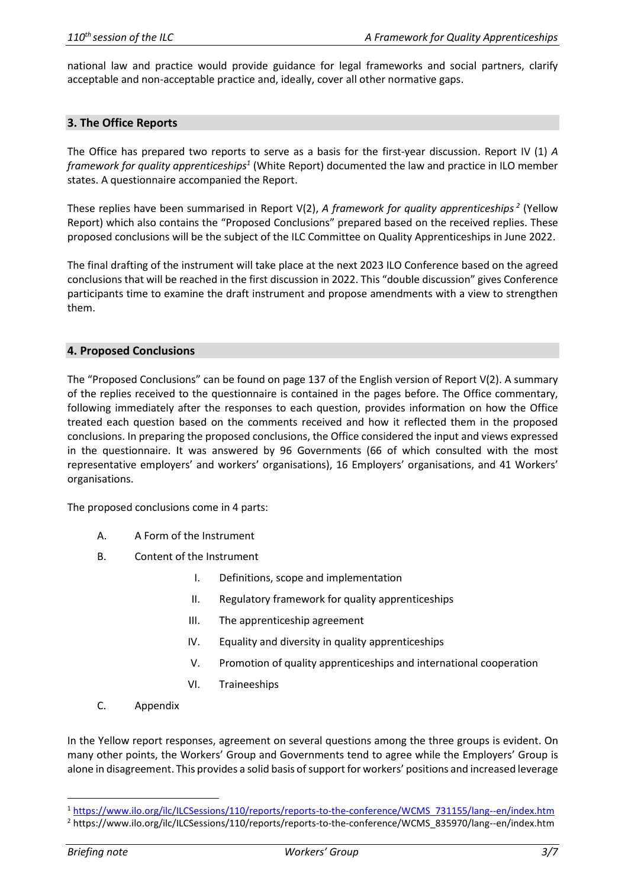national law and practice would provide guidance for legal frameworks and social partners, clarify acceptable and non-acceptable practice and, ideally, cover all other normative gaps.

## 3. The Office Reports

The Office has prepared two reports to serve as a basis for the first-year discussion. Report IV (1) *A framework for quality apprenticeships*[1] (White Report) documented the law and practice in ILO member states. A questionnaire accompanied the Report.

These replies have been summarised in Report V(2), *A framework for quality apprenticeships*[2] (Yellow Report) which also contains the "Proposed Conclusions" prepared based on the received replies. These proposed conclusions will be the subject of the ILC Committee on Quality Apprenticeships in June 2022.

The final drafting of the instrument will take place at the next 2023 ILO Conference based on the agreed conclusions that will be reached in the first discussion in 2022. This "double discussion" gives Conference participants time to examine the draft instrument and propose amendments with a view to strengthen them.

## 4. Proposed Conclusions

The "Proposed Conclusions" can be found on page 137 of the English version of Report V(2). A summary of the replies received to the questionnaire is contained in the pages before. The Office commentary, following immediately after the responses to each question, provides information on how the Office treated each question based on the comments received and how it reflected them in the proposed conclusions. In preparing the proposed conclusions, the Office considered the input and views expressed in the questionnaire. It was answered by 96 Governments (66 of which consulted with the most representative employers' and workers' organisations), 16 Employers' organisations, and 41 Workers' organisations.

The proposed conclusions come in 4 parts:

A. A Form of the Instrument

B. Content of the Instrument

   I. Definitions, scope and implementation

   II. Regulatory framework for quality apprenticeships

   III. The apprenticeship agreement

   IV. Equality and diversity in quality apprenticeships

   V. Promotion of quality apprenticeships and international cooperation

   VI. Traineeships

C. Appendix

In the Yellow report responses, agreement on several questions among the three groups is evident. On many other points, the Workers' Group and Governments tend to agree while the Employers' Group is alone in disagreement. This provides a solid basis of support for workers' positions and increased leverage

---

[1] https://www.ilo.org/ilc/ILCSessions/110/reports/reports-to-the-conference/WCMS_731155/lang--en/index.htm

[2] https://www.ilo.org/ilc/ILCSessions/110/reports/reports-to-the-conference/WCMS_835970/lang--en/index.htm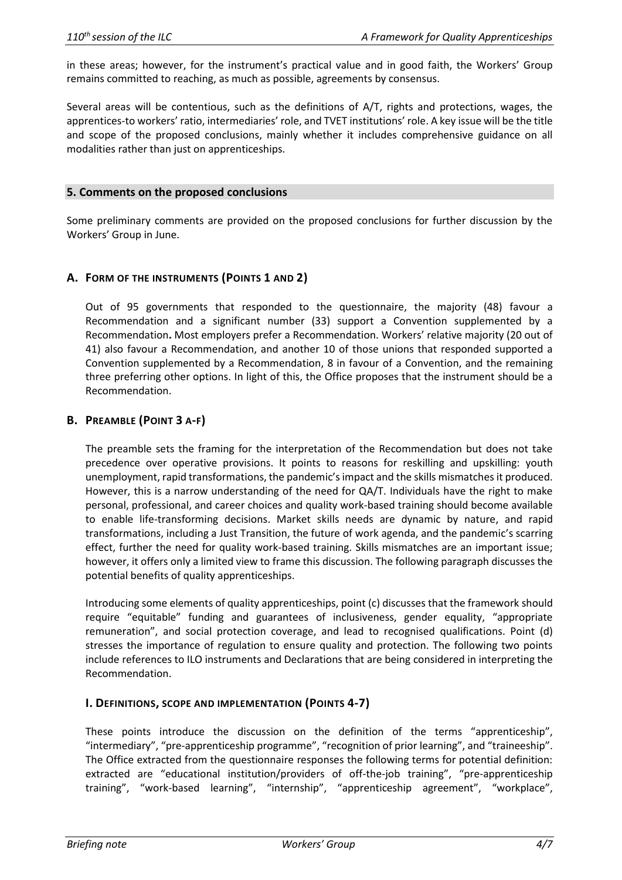in these areas; however, for the instrument's practical value and in good faith, the Workers' Group remains committed to reaching, as much as possible, agreements by consensus.

Several areas will be contentious, such as the definitions of A/T, rights and protections, wages, the apprentices-to workers' ratio, intermediaries' role, and TVET institutions' role. A key issue will be the title and scope of the proposed conclusions, mainly whether it includes comprehensive guidance on all modalities rather than just on apprenticeships.

## 5. Comments on the proposed conclusions

Some preliminary comments are provided on the proposed conclusions for further discussion by the Workers' Group in June.

### A. Form of the instruments (Points 1 and 2)

Out of 95 governments that responded to the questionnaire, the majority (48) favour a Recommendation and a significant number (33) support a Convention supplemented by a Recommendation**.** Most employers prefer a Recommendation. Workers' relative majority (20 out of 41) also favour a Recommendation, and another 10 of those unions that responded supported a Convention supplemented by a Recommendation, 8 in favour of a Convention, and the remaining three preferring other options. In light of this, the Office proposes that the instrument should be a Recommendation.

### B. Preamble (Point 3 a-f)

The preamble sets the framing for the interpretation of the Recommendation but does not take precedence over operative provisions. It points to reasons for reskilling and upskilling: youth unemployment, rapid transformations, the pandemic's impact and the skills mismatches it produced. However, this is a narrow understanding of the need for QA/T. Individuals have the right to make personal, professional, and career choices and quality work-based training should become available to enable life-transforming decisions. Market skills needs are dynamic by nature, and rapid transformations, including a Just Transition, the future of work agenda, and the pandemic's scarring effect, further the need for quality work-based training. Skills mismatches are an important issue; however, it offers only a limited view to frame this discussion. The following paragraph discusses the potential benefits of quality apprenticeships.

Introducing some elements of quality apprenticeships, point (c) discusses that the framework should require "equitable" funding and guarantees of inclusiveness, gender equality, "appropriate remuneration", and social protection coverage, and lead to recognised qualifications. Point (d) stresses the importance of regulation to ensure quality and protection. The following two points include references to ILO instruments and Declarations that are being considered in interpreting the Recommendation.

### I. Definitions, scope and implementation (Points 4-7)

These points introduce the discussion on the definition of the terms "apprenticeship", "intermediary", "pre-apprenticeship programme", "recognition of prior learning", and "traineeship". The Office extracted from the questionnaire responses the following terms for potential definition: extracted are "educational institution/providers of off-the-job training", "pre-apprenticeship training", "work-based learning", "internship", "apprenticeship agreement", "workplace",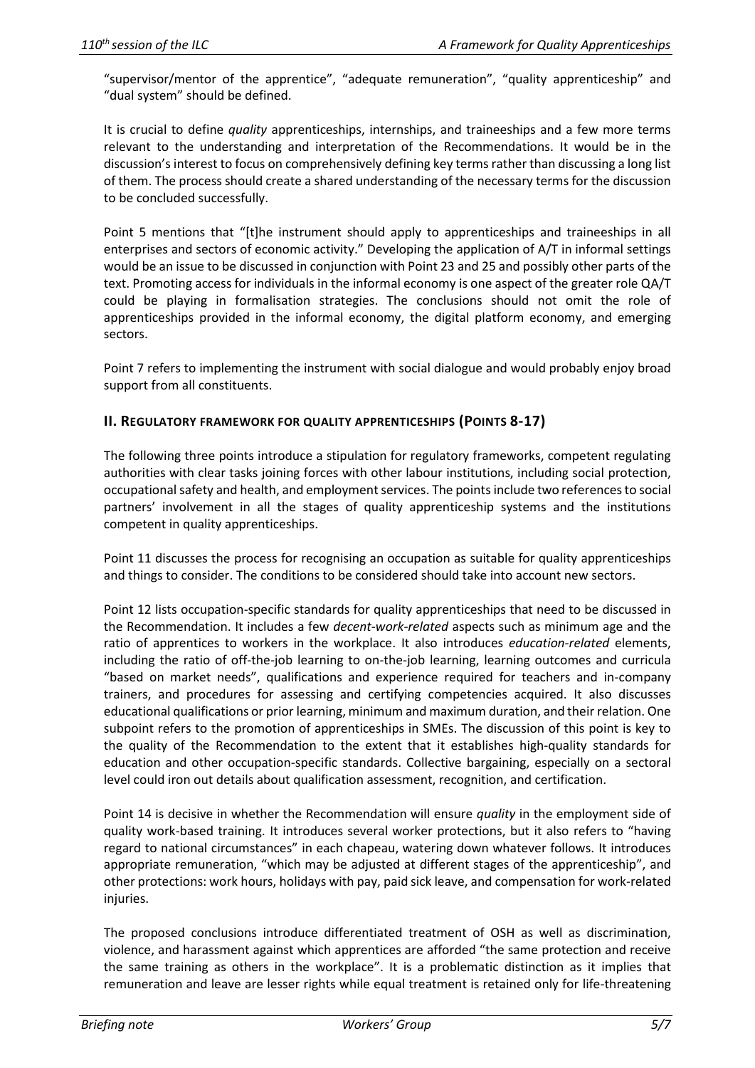"supervisor/mentor of the apprentice", "adequate remuneration", "quality apprenticeship" and "dual system" should be defined.

It is crucial to define *quality* apprenticeships, internships, and traineeships and a few more terms relevant to the understanding and interpretation of the Recommendations. It would be in the discussion's interest to focus on comprehensively defining key terms rather than discussing a long list of them. The process should create a shared understanding of the necessary terms for the discussion to be concluded successfully.

Point 5 mentions that "[t]he instrument should apply to apprenticeships and traineeships in all enterprises and sectors of economic activity." Developing the application of A/T in informal settings would be an issue to be discussed in conjunction with Point 23 and 25 and possibly other parts of the text. Promoting access for individuals in the informal economy is one aspect of the greater role QA/T could be playing in formalisation strategies. The conclusions should not omit the role of apprenticeships provided in the informal economy, the digital platform economy, and emerging sectors.

Point 7 refers to implementing the instrument with social dialogue and would probably enjoy broad support from all constituents.

## II. Regulatory framework for quality apprenticeships (Points 8-17)

The following three points introduce a stipulation for regulatory frameworks, competent regulating authorities with clear tasks joining forces with other labour institutions, including social protection, occupational safety and health, and employment services. The points include two references to social partners' involvement in all the stages of quality apprenticeship systems and the institutions competent in quality apprenticeships.

Point 11 discusses the process for recognising an occupation as suitable for quality apprenticeships and things to consider. The conditions to be considered should take into account new sectors.

Point 12 lists occupation-specific standards for quality apprenticeships that need to be discussed in the Recommendation. It includes a few *decent-work-related* aspects such as minimum age and the ratio of apprentices to workers in the workplace. It also introduces *education-related* elements, including the ratio of off-the-job learning to on-the-job learning, learning outcomes and curricula "based on market needs", qualifications and experience required for teachers and in-company trainers, and procedures for assessing and certifying competencies acquired. It also discusses educational qualifications or prior learning, minimum and maximum duration, and their relation. One subpoint refers to the promotion of apprenticeships in SMEs. The discussion of this point is key to the quality of the Recommendation to the extent that it establishes high-quality standards for education and other occupation-specific standards. Collective bargaining, especially on a sectoral level could iron out details about qualification assessment, recognition, and certification.

Point 14 is decisive in whether the Recommendation will ensure *quality* in the employment side of quality work-based training. It introduces several worker protections, but it also refers to "having regard to national circumstances" in each chapeau, watering down whatever follows. It introduces appropriate remuneration, "which may be adjusted at different stages of the apprenticeship", and other protections: work hours, holidays with pay, paid sick leave, and compensation for work-related injuries.

The proposed conclusions introduce differentiated treatment of OSH as well as discrimination, violence, and harassment against which apprentices are afforded "the same protection and receive the same training as others in the workplace". It is a problematic distinction as it implies that remuneration and leave are lesser rights while equal treatment is retained only for life-threatening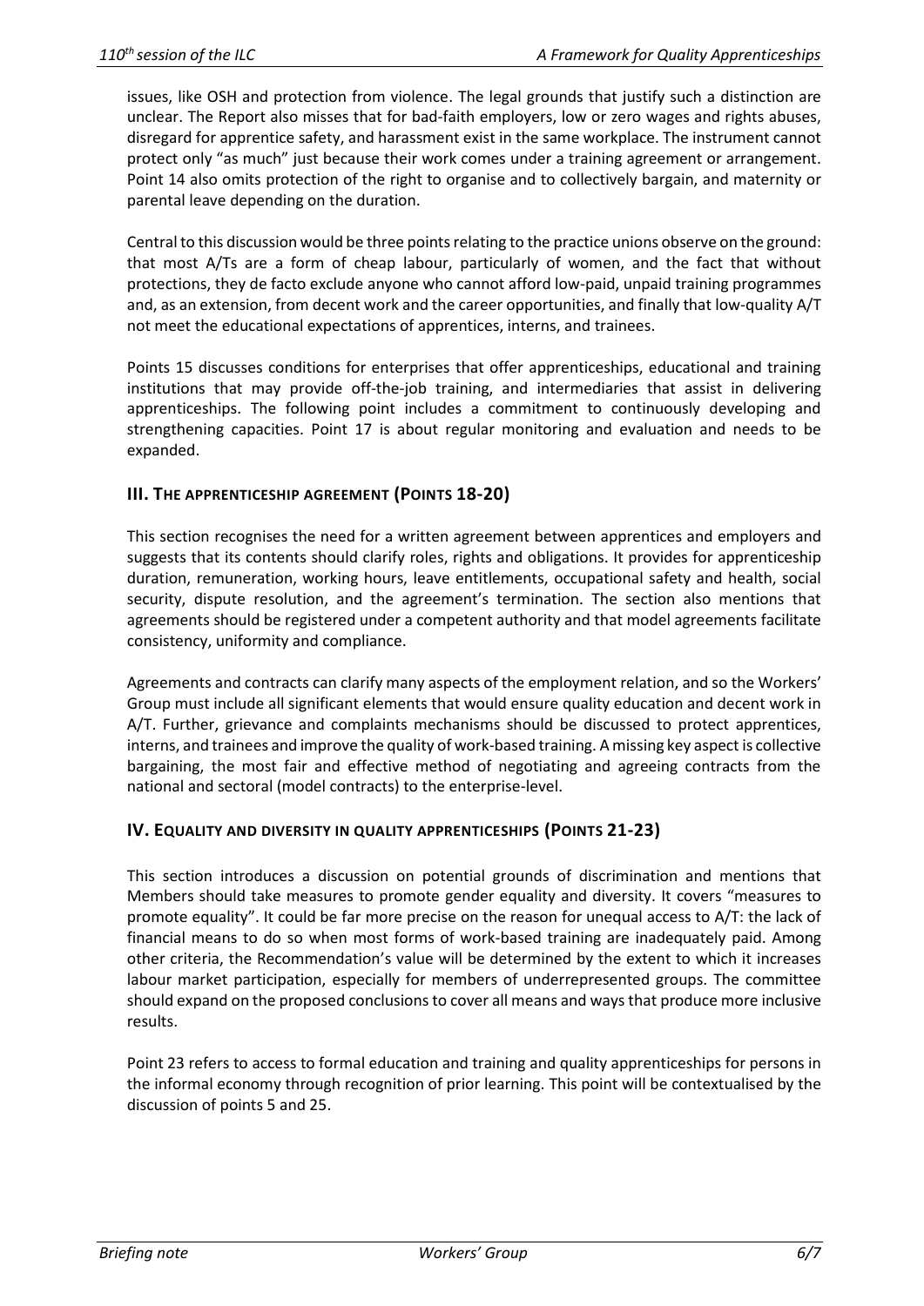issues, like OSH and protection from violence. The legal grounds that justify such a distinction are unclear. The Report also misses that for bad-faith employers, low or zero wages and rights abuses, disregard for apprentice safety, and harassment exist in the same workplace. The instrument cannot protect only "as much" just because their work comes under a training agreement or arrangement. Point 14 also omits protection of the right to organise and to collectively bargain, and maternity or parental leave depending on the duration.

Central to this discussion would be three points relating to the practice unions observe on the ground: that most A/Ts are a form of cheap labour, particularly of women, and the fact that without protections, they de facto exclude anyone who cannot afford low-paid, unpaid training programmes and, as an extension, from decent work and the career opportunities, and finally that low-quality A/T not meet the educational expectations of apprentices, interns, and trainees.

Points 15 discusses conditions for enterprises that offer apprenticeships, educational and training institutions that may provide off-the-job training, and intermediaries that assist in delivering apprenticeships. The following point includes a commitment to continuously developing and strengthening capacities. Point 17 is about regular monitoring and evaluation and needs to be expanded.

## III. The apprenticeship agreement (Points 18-20)

This section recognises the need for a written agreement between apprentices and employers and suggests that its contents should clarify roles, rights and obligations. It provides for apprenticeship duration, remuneration, working hours, leave entitlements, occupational safety and health, social security, dispute resolution, and the agreement's termination. The section also mentions that agreements should be registered under a competent authority and that model agreements facilitate consistency, uniformity and compliance.

Agreements and contracts can clarify many aspects of the employment relation, and so the Workers' Group must include all significant elements that would ensure quality education and decent work in A/T. Further, grievance and complaints mechanisms should be discussed to protect apprentices, interns, and trainees and improve the quality of work-based training. A missing key aspect is collective bargaining, the most fair and effective method of negotiating and agreeing contracts from the national and sectoral (model contracts) to the enterprise-level.

## IV. Equality and diversity in quality apprenticeships (Points 21-23)

This section introduces a discussion on potential grounds of discrimination and mentions that Members should take measures to promote gender equality and diversity. It covers "measures to promote equality". It could be far more precise on the reason for unequal access to A/T: the lack of financial means to do so when most forms of work-based training are inadequately paid. Among other criteria, the Recommendation's value will be determined by the extent to which it increases labour market participation, especially for members of underrepresented groups. The committee should expand on the proposed conclusions to cover all means and ways that produce more inclusive results.

Point 23 refers to access to formal education and training and quality apprenticeships for persons in the informal economy through recognition of prior learning. This point will be contextualised by the discussion of points 5 and 25.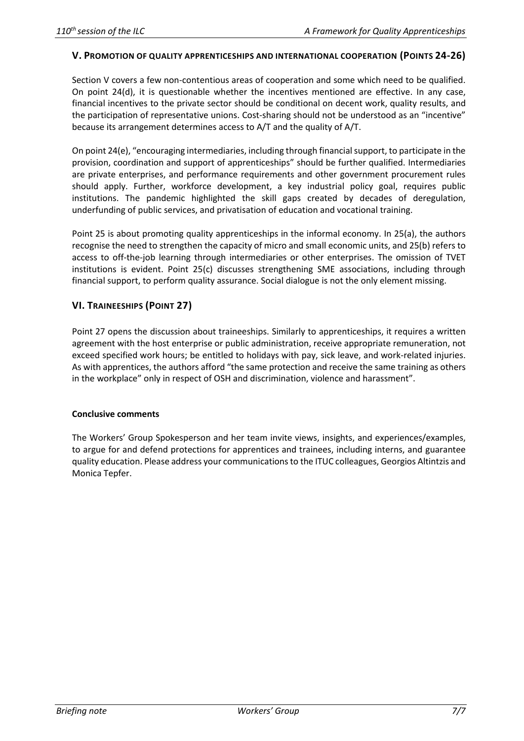## V. Promotion of quality apprenticeships and international cooperation (Points 24-26)

Section V covers a few non-contentious areas of cooperation and some which need to be qualified. On point 24(d), it is questionable whether the incentives mentioned are effective. In any case, financial incentives to the private sector should be conditional on decent work, quality results, and the participation of representative unions. Cost-sharing should not be understood as an "incentive" because its arrangement determines access to A/T and the quality of A/T.

On point 24(e), "encouraging intermediaries, including through financial support, to participate in the provision, coordination and support of apprenticeships" should be further qualified. Intermediaries are private enterprises, and performance requirements and other government procurement rules should apply. Further, workforce development, a key industrial policy goal, requires public institutions. The pandemic highlighted the skill gaps created by decades of deregulation, underfunding of public services, and privatisation of education and vocational training.

Point 25 is about promoting quality apprenticeships in the informal economy. In 25(a), the authors recognise the need to strengthen the capacity of micro and small economic units, and 25(b) refers to access to off-the-job learning through intermediaries or other enterprises. The omission of TVET institutions is evident. Point 25(c) discusses strengthening SME associations, including through financial support, to perform quality assurance. Social dialogue is not the only element missing.

## VI. Traineeships (Point 27)

Point 27 opens the discussion about traineeships. Similarly to apprenticeships, it requires a written agreement with the host enterprise or public administration, receive appropriate remuneration, not exceed specified work hours; be entitled to holidays with pay, sick leave, and work-related injuries. As with apprentices, the authors afford "the same protection and receive the same training as others in the workplace" only in respect of OSH and discrimination, violence and harassment".

**Conclusive comments**

The Workers' Group Spokesperson and her team invite views, insights, and experiences/examples, to argue for and defend protections for apprentices and trainees, including interns, and guarantee quality education. Please address your communications to the ITUC colleagues, Georgios Altintzis and Monica Tepfer.